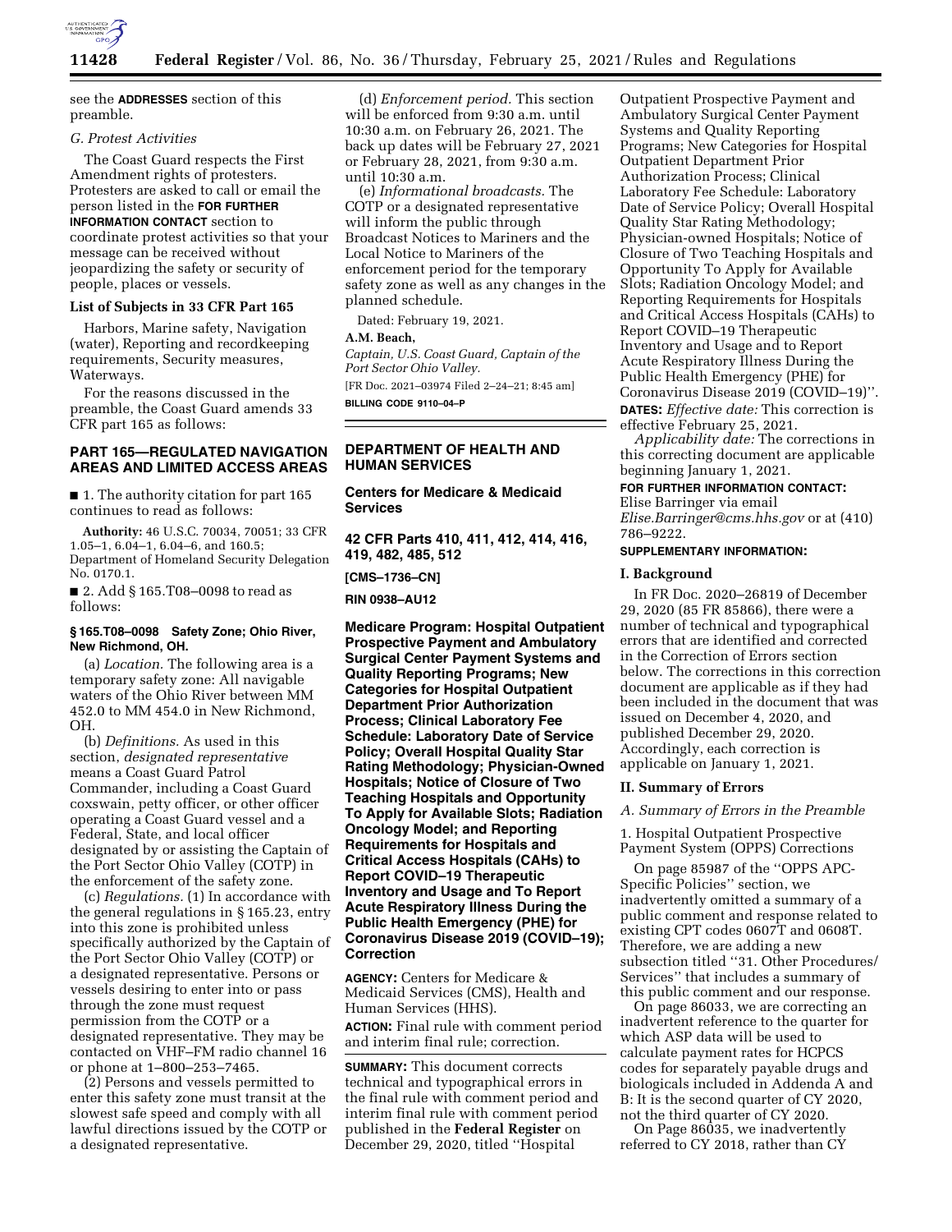see the **ADDRESSES** section of this preamble.

*G. Protest Activities*

The Coast Guard respects the First Amendment rights of protesters. Protesters are asked to call or email the person listed in the **FOR FURTHER INFORMATION CONTACT** section to coordinate protest activities so that your message can be received without jeopardizing the safety or security of people, places or vessels.

**List of Subjects in 33 CFR Part 165**

Harbors, Marine safety, Navigation (water), Reporting and recordkeeping requirements, Security measures, Waterways.

For the reasons discussed in the preamble, the Coast Guard amends 33 CFR part 165 as follows:

## PART 165—REGULATED NAVIGATION AREAS AND LIMITED ACCESS AREAS

■ 1. The authority citation for part 165 continues to read as follows:

**Authority:** 46 U.S.C. 70034, 70051; 33 CFR 1.05–1, 6.04–1, 6.04–6, and 160.5; Department of Homeland Security Delegation No. 0170.1.

■ 2. Add § 165.T08–0098 to read as follows:

### § 165.T08–0098 Safety Zone; Ohio River, New Richmond, OH.

(a) *Location.* The following area is a temporary safety zone: All navigable waters of the Ohio River between MM 452.0 to MM 454.0 in New Richmond, OH.

(b) *Definitions.* As used in this section, *designated representative* means a Coast Guard Patrol Commander, including a Coast Guard coxswain, petty officer, or other officer operating a Coast Guard vessel and a Federal, State, and local officer designated by or assisting the Captain of the Port Sector Ohio Valley (COTP) in the enforcement of the safety zone.

(c) *Regulations.* (1) In accordance with the general regulations in § 165.23, entry into this zone is prohibited unless specifically authorized by the Captain of the Port Sector Ohio Valley (COTP) or a designated representative. Persons or vessels desiring to enter into or pass through the zone must request permission from the COTP or a designated representative. They may be contacted on VHF–FM radio channel 16 or phone at 1–800–253–7465.

(2) Persons and vessels permitted to enter this safety zone must transit at the slowest safe speed and comply with all lawful directions issued by the COTP or a designated representative.

(d) *Enforcement period.* This section will be enforced from 9:30 a.m. until 10:30 a.m. on February 26, 2021. The back up dates will be February 27, 2021 or February 28, 2021, from 9:30 a.m. until 10:30 a.m.

(e) *Informational broadcasts.* The COTP or a designated representative will inform the public through Broadcast Notices to Mariners and the Local Notice to Mariners of the enforcement period for the temporary safety zone as well as any changes in the planned schedule.

Dated: February 19, 2021.

**A.M. Beach,**

*Captain, U.S. Coast Guard, Captain of the Port Sector Ohio Valley.*

[FR Doc. 2021–03974 Filed 2–24–21; 8:45 am]

**BILLING CODE 9110–04–P**

---

## DEPARTMENT OF HEALTH AND HUMAN SERVICES

## Centers for Medicare & Medicaid Services

## 42 CFR Parts 410, 411, 412, 414, 416, 419, 482, 485, 512

**[CMS–1736–CN]**

**RIN 0938–AU12**

## Medicare Program: Hospital Outpatient Prospective Payment and Ambulatory Surgical Center Payment Systems and Quality Reporting Programs; New Categories for Hospital Outpatient Department Prior Authorization Process; Clinical Laboratory Fee Schedule: Laboratory Date of Service Policy; Overall Hospital Quality Star Rating Methodology; Physician-Owned Hospitals; Notice of Closure of Two Teaching Hospitals and Opportunity To Apply for Available Slots; Radiation Oncology Model; and Reporting Requirements for Hospitals and Critical Access Hospitals (CAHs) to Report COVID–19 Therapeutic Inventory and Usage and To Report Acute Respiratory Illness During the Public Health Emergency (PHE) for Coronavirus Disease 2019 (COVID–19); Correction

**AGENCY:** Centers for Medicare & Medicaid Services (CMS), Health and Human Services (HHS).

**ACTION:** Final rule with comment period and interim final rule; correction.

**SUMMARY:** This document corrects technical and typographical errors in the final rule with comment period and interim final rule with comment period published in the **Federal Register** on December 29, 2020, titled ''Hospital Outpatient Prospective Payment and Ambulatory Surgical Center Payment Systems and Quality Reporting Programs; New Categories for Hospital Outpatient Department Prior Authorization Process; Clinical Laboratory Fee Schedule: Laboratory Date of Service Policy; Overall Hospital Quality Star Rating Methodology; Physician-owned Hospitals; Notice of Closure of Two Teaching Hospitals and Opportunity To Apply for Available Slots; Radiation Oncology Model; and Reporting Requirements for Hospitals and Critical Access Hospitals (CAHs) to Report COVID–19 Therapeutic Inventory and Usage and to Report Acute Respiratory Illness During the Public Health Emergency (PHE) for Coronavirus Disease 2019 (COVID–19)''.

**DATES:** *Effective date:* This correction is effective February 25, 2021.

*Applicability date:* The corrections in this correcting document are applicable beginning January 1, 2021.

**FOR FURTHER INFORMATION CONTACT:** Elise Barringer via email *Elise.Barringer@cms.hhs.gov* or at (410) 786–9222.

**SUPPLEMENTARY INFORMATION:**

### I. Background

In FR Doc. 2020–26819 of December 29, 2020 (85 FR 85866), there were a number of technical and typographical errors that are identified and corrected in the Correction of Errors section below. The corrections in this correction document are applicable as if they had been included in the document that was issued on December 4, 2020, and published December 29, 2020. Accordingly, each correction is applicable on January 1, 2021.

### II. Summary of Errors

*A. Summary of Errors in the Preamble*

1. Hospital Outpatient Prospective Payment System (OPPS) Corrections

On page 85987 of the ''OPPS APC-Specific Policies'' section, we inadvertently omitted a summary of a public comment and response related to existing CPT codes 0607T and 0608T. Therefore, we are adding a new subsection titled ''31. Other Procedures/Services'' that includes a summary of this public comment and our response.

On page 86033, we are correcting an inadvertent reference to the quarter for which ASP data will be used to calculate payment rates for HCPCS codes for separately payable drugs and biologicals included in Addenda A and B: It is the second quarter of CY 2020, not the third quarter of CY 2020.

On Page 86035, we inadvertently referred to CY 2018, rather than CY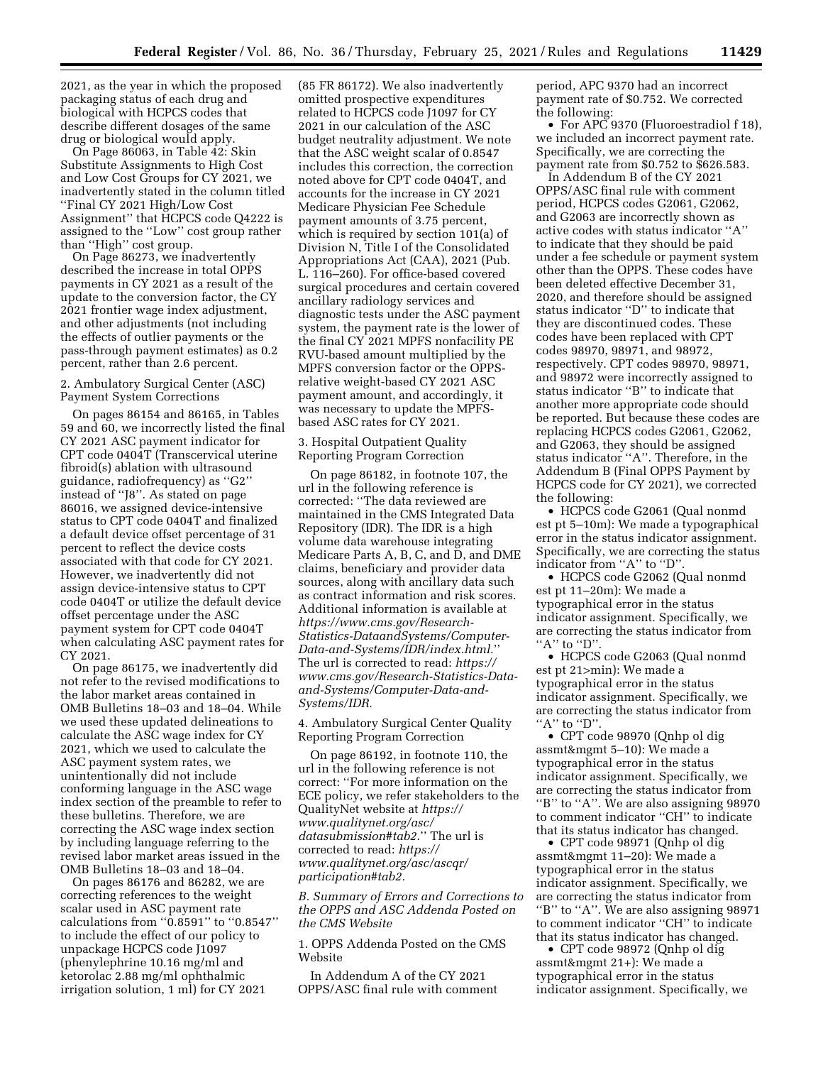2021, as the year in which the proposed packaging status of each drug and biological with HCPCS codes that describe different dosages of the same drug or biological would apply.

On Page 86063, in Table 42: Skin Substitute Assignments to High Cost and Low Cost Groups for CY 2021, we inadvertently stated in the column titled ''Final CY 2021 High/Low Cost Assignment'' that HCPCS code Q4222 is assigned to the ''Low'' cost group rather than ''High'' cost group.

On Page 86273, we inadvertently described the increase in total OPPS payments in CY 2021 as a result of the update to the conversion factor, the CY 2021 frontier wage index adjustment, and other adjustments (not including the effects of outlier payments or the pass-through payment estimates) as 0.2 percent, rather than 2.6 percent.

2. Ambulatory Surgical Center (ASC) Payment System Corrections

On pages 86154 and 86165, in Tables 59 and 60, we incorrectly listed the final CY 2021 ASC payment indicator for CPT code 0404T (Transcervical uterine fibroid(s) ablation with ultrasound guidance, radiofrequency) as ''G2'' instead of ''J8''. As stated on page 86016, we assigned device-intensive status to CPT code 0404T and finalized a default device offset percentage of 31 percent to reflect the device costs associated with that code for CY 2021. However, we inadvertently did not assign device-intensive status to CPT code 0404T or utilize the default device offset percentage under the ASC payment system for CPT code 0404T when calculating ASC payment rates for CY 2021.

On page 86175, we inadvertently did not refer to the revised modifications to the labor market areas contained in OMB Bulletins 18–03 and 18–04. While we used these updated delineations to calculate the ASC wage index for CY 2021, which we used to calculate the ASC payment system rates, we unintentionally did not include conforming language in the ASC wage index section of the preamble to refer to these bulletins. Therefore, we are correcting the ASC wage index section by including language referring to the revised labor market areas issued in the OMB Bulletins 18–03 and 18–04.

On pages 86176 and 86282, we are correcting references to the weight scalar used in ASC payment rate calculations from ''0.8591'' to ''0.8547'' to include the effect of our policy to unpackage HCPCS code J1097 (phenylephrine 10.16 mg/ml and ketorolac 2.88 mg/ml ophthalmic irrigation solution, 1 ml) for CY 2021 (85 FR 86172). We also inadvertently omitted prospective expenditures related to HCPCS code J1097 for CY 2021 in our calculation of the ASC budget neutrality adjustment. We note that the ASC weight scalar of 0.8547 includes this correction, the correction noted above for CPT code 0404T, and accounts for the increase in CY 2021 Medicare Physician Fee Schedule payment amounts of 3.75 percent, which is required by section 101(a) of Division N, Title I of the Consolidated Appropriations Act (CAA), 2021 (Pub. L. 116–260). For office-based covered surgical procedures and certain covered ancillary radiology services and diagnostic tests under the ASC payment system, the payment rate is the lower of the final CY 2021 MPFS nonfacility PE RVU-based amount multiplied by the MPFS conversion factor or the OPPS-relative weight-based CY 2021 ASC payment amount, and accordingly, it was necessary to update the MPFS-based ASC rates for CY 2021.

3. Hospital Outpatient Quality Reporting Program Correction

On page 86182, in footnote 107, the url in the following reference is corrected: ''The data reviewed are maintained in the CMS Integrated Data Repository (IDR). The IDR is a high volume data warehouse integrating Medicare Parts A, B, C, and D, and DME claims, beneficiary and provider data sources, along with ancillary data such as contract information and risk scores. Additional information is available at *https://www.cms.gov/Research-Statistics-DataandSystems/Computer-Data-and-Systems/IDR/index.html.*'' The url is corrected to read: *https://www.cms.gov/Research-Statistics-Data-and-Systems/Computer-Data-and-Systems/IDR.*

4. Ambulatory Surgical Center Quality Reporting Program Correction

On page 86192, in footnote 110, the url in the following reference is not correct: ''For more information on the ECE policy, we refer stakeholders to the QualityNet website at *https://www.qualitynet.org/asc/datasubmission#tab2.*'' The url is corrected to read: *https://www.qualitynet.org/asc/ascqr/participation#tab2.*

*B. Summary of Errors and Corrections to the OPPS and ASC Addenda Posted on the CMS Website*

1. OPPS Addenda Posted on the CMS Website

In Addendum A of the CY 2021 OPPS/ASC final rule with comment period, APC 9370 had an incorrect payment rate of $0.752. We corrected the following:

- For APC 9370 (Fluoroestradiol f 18), we included an incorrect payment rate. Specifically, we are correcting the payment rate from $0.752 to $626.583.

In Addendum B of the CY 2021 OPPS/ASC final rule with comment period, HCPCS codes G2061, G2062, and G2063 are incorrectly shown as active codes with status indicator ''A'' to indicate that they should be paid under a fee schedule or payment system other than the OPPS. These codes have been deleted effective December 31, 2020, and therefore should be assigned status indicator ''D'' to indicate that they are discontinued codes. These codes have been replaced with CPT codes 98970, 98971, and 98972, respectively. CPT codes 98970, 98971, and 98972 were incorrectly assigned to status indicator ''B'' to indicate that another more appropriate code should be reported. But because these codes are replacing HCPCS codes G2061, G2062, and G2063, they should be assigned status indicator ''A''. Therefore, in the Addendum B (Final OPPS Payment by HCPCS code for CY 2021), we corrected the following:

- HCPCS code G2061 (Qual nonmd est pt 5–10m): We made a typographical error in the status indicator assignment. Specifically, we are correcting the status indicator from ''A'' to ''D''.
- HCPCS code G2062 (Qual nonmd est pt 11–20m): We made a typographical error in the status indicator assignment. Specifically, we are correcting the status indicator from ''A'' to ''D''.
- HCPCS code G2063 (Qual nonmd est pt 21>min): We made a typographical error in the status indicator assignment. Specifically, we are correcting the status indicator from ''A'' to ''D''.
- CPT code 98970 (Qnhp ol dig assmt&mgmt 5–10): We made a typographical error in the status indicator assignment. Specifically, we are correcting the status indicator from ''B'' to ''A''. We are also assigning 98970 to comment indicator ''CH'' to indicate that its status indicator has changed.
- CPT code 98971 (Qnhp ol dig assmt&mgmt 11–20): We made a typographical error in the status indicator assignment. Specifically, we are correcting the status indicator from ''B'' to ''A''. We are also assigning 98971 to comment indicator ''CH'' to indicate that its status indicator has changed.
- CPT code 98972 (Qnhp ol dig assmt&mgmt 21+): We made a typographical error in the status indicator assignment. Specifically, we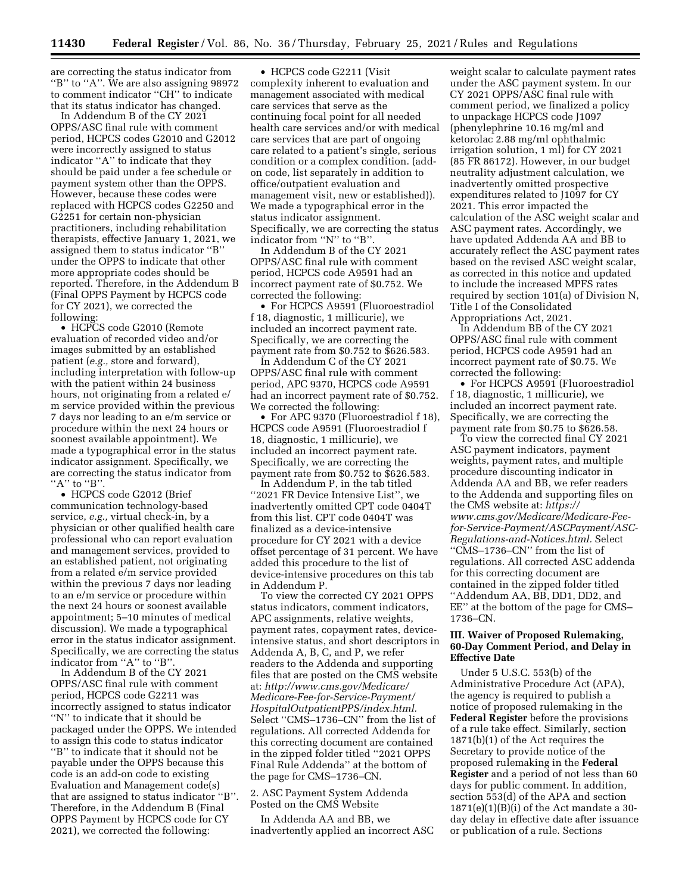are correcting the status indicator from "B" to "A". We are also assigning 98972 to comment indicator "CH" to indicate that its status indicator has changed.

In Addendum B of the CY 2021 OPPS/ASC final rule with comment period, HCPCS codes G2010 and G2012 were incorrectly assigned to status indicator "A" to indicate that they should be paid under a fee schedule or payment system other than the OPPS. However, because these codes were replaced with HCPCS codes G2250 and G2251 for certain non-physician practitioners, including rehabilitation therapists, effective January 1, 2021, we assigned them to status indicator "B" under the OPPS to indicate that other more appropriate codes should be reported. Therefore, in the Addendum B (Final OPPS Payment by HCPCS code for CY 2021), we corrected the following:

- HCPCS code G2010 (Remote evaluation of recorded video and/or images submitted by an established patient (*e.g.,* store and forward), including interpretation with follow-up with the patient within 24 business hours, not originating from a related e/m service provided within the previous 7 days nor leading to an e/m service or procedure within the next 24 hours or soonest available appointment). We made a typographical error in the status indicator assignment. Specifically, we are correcting the status indicator from "A" to "B".
- HCPCS code G2012 (Brief communication technology-based service, *e.g.,* virtual check-in, by a physician or other qualified health care professional who can report evaluation and management services, provided to an established patient, not originating from a related e/m service provided within the previous 7 days nor leading to an e/m service or procedure within the next 24 hours or soonest available appointment; 5–10 minutes of medical discussion). We made a typographical error in the status indicator assignment. Specifically, we are correcting the status indicator from "A" to "B".

In Addendum B of the CY 2021 OPPS/ASC final rule with comment period, HCPCS code G2211 was incorrectly assigned to status indicator "N" to indicate that it should be packaged under the OPPS. We intended to assign this code to status indicator "B" to indicate that it should not be payable under the OPPS because this code is an add-on code to existing Evaluation and Management code(s) that are assigned to status indicator "B". Therefore, in the Addendum B (Final OPPS Payment by HCPCS code for CY 2021), we corrected the following:

- HCPCS code G2211 (Visit complexity inherent to evaluation and management associated with medical care services that serve as the continuing focal point for all needed health care services and/or with medical care services that are part of ongoing care related to a patient's single, serious condition or a complex condition. (add-on code, list separately in addition to office/outpatient evaluation and management visit, new or established)). We made a typographical error in the status indicator assignment. Specifically, we are correcting the status indicator from "N" to "B".

In Addendum B of the CY 2021 OPPS/ASC final rule with comment period, HCPCS code A9591 had an incorrect payment rate of $0.752. We corrected the following:

- For HCPCS A9591 (Fluoroestradiol f 18, diagnostic, 1 millicurie), we included an incorrect payment rate. Specifically, we are correcting the payment rate from $0.752 to $626.583.

In Addendum C of the CY 2021 OPPS/ASC final rule with comment period, APC 9370, HCPCS code A9591 had an incorrect payment rate of $0.752. We corrected the following:

- For APC 9370 (Fluoroestradiol f 18), HCPCS code A9591 (Fluoroestradiol f 18, diagnostic, 1 millicurie), we included an incorrect payment rate. Specifically, we are correcting the payment rate from $0.752 to $626.583.

In Addendum P, in the tab titled "2021 FR Device Intensive List", we inadvertently omitted CPT code 0404T from this list. CPT code 0404T was finalized as a device-intensive procedure for CY 2021 with a device offset percentage of 31 percent. We have added this procedure to the list of device-intensive procedures on this tab in Addendum P.

To view the corrected CY 2021 OPPS status indicators, comment indicators, APC assignments, relative weights, payment rates, copayment rates, device-intensive status, and short descriptors in Addenda A, B, C, and P, we refer readers to the Addenda and supporting files that are posted on the CMS website at: *http://www.cms.gov/Medicare/Medicare-Fee-for-Service-Payment/HospitalOutpatientPPS/index.html.* Select "CMS–1736–CN" from the list of regulations. All corrected Addenda for this correcting document are contained in the zipped folder titled "2021 OPPS Final Rule Addenda" at the bottom of the page for CMS–1736–CN.

2. ASC Payment System Addenda Posted on the CMS Website

In Addenda AA and BB, we inadvertently applied an incorrect ASC weight scalar to calculate payment rates under the ASC payment system. In our CY 2021 OPPS/ASC final rule with comment period, we finalized a policy to unpackage HCPCS code J1097 (phenylephrine 10.16 mg/ml and ketorolac 2.88 mg/ml ophthalmic irrigation solution, 1 ml) for CY 2021 (85 FR 86172). However, in our budget neutrality adjustment calculation, we inadvertently omitted prospective expenditures related to J1097 for CY 2021. This error impacted the calculation of the ASC weight scalar and ASC payment rates. Accordingly, we have updated Addenda AA and BB to accurately reflect the ASC payment rates based on the revised ASC weight scalar, as corrected in this notice and updated to include the increased MPFS rates required by section 101(a) of Division N, Title I of the Consolidated Appropriations Act, 2021.

In Addendum BB of the CY 2021 OPPS/ASC final rule with comment period, HCPCS code A9591 had an incorrect payment rate of $0.75. We corrected the following:

- For HCPCS A9591 (Fluoroestradiol f 18, diagnostic, 1 millicurie), we included an incorrect payment rate. Specifically, we are correcting the payment rate from $0.75 to $626.58.

To view the corrected final CY 2021 ASC payment indicators, payment weights, payment rates, and multiple procedure discounting indicator in Addenda AA and BB, we refer readers to the Addenda and supporting files on the CMS website at: *https://www.cms.gov/Medicare/Medicare-Fee-for-Service-Payment/ASCPayment/ASC-Regulations-and-Notices.html.* Select "CMS–1736–CN" from the list of regulations. All corrected ASC addenda for this correcting document are contained in the zipped folder titled "Addendum AA, BB, DD1, DD2, and EE" at the bottom of the page for CMS–1736–CN.

### III. Waiver of Proposed Rulemaking, 60-Day Comment Period, and Delay in Effective Date

Under 5 U.S.C. 553(b) of the Administrative Procedure Act (APA), the agency is required to publish a notice of proposed rulemaking in the **Federal Register** before the provisions of a rule take effect. Similarly, section 1871(b)(1) of the Act requires the Secretary to provide notice of the proposed rulemaking in the **Federal Register** and a period of not less than 60 days for public comment. In addition, section 553(d) of the APA and section 1871(e)(1)(B)(i) of the Act mandate a 30-day delay in effective date after issuance or publication of a rule. Sections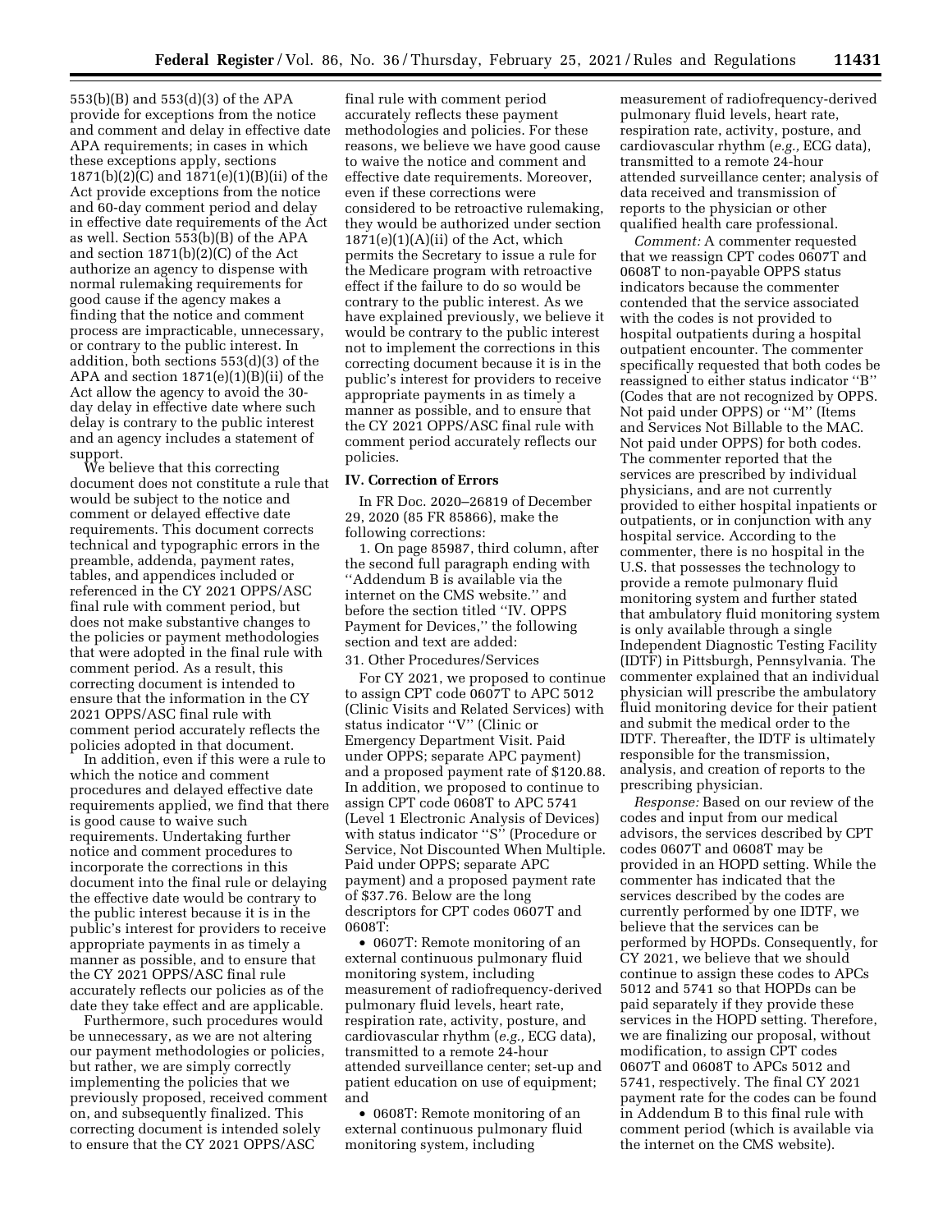553(b)(B) and 553(d)(3) of the APA provide for exceptions from the notice and comment and delay in effective date APA requirements; in cases in which these exceptions apply, sections 1871(b)(2)(C) and 1871(e)(1)(B)(ii) of the Act provide exceptions from the notice and 60-day comment period and delay in effective date requirements of the Act as well. Section 553(b)(B) of the APA and section 1871(b)(2)(C) of the Act authorize an agency to dispense with normal rulemaking requirements for good cause if the agency makes a finding that the notice and comment process are impracticable, unnecessary, or contrary to the public interest. In addition, both sections 553(d)(3) of the APA and section 1871(e)(1)(B)(ii) of the Act allow the agency to avoid the 30-day delay in effective date where such delay is contrary to the public interest and an agency includes a statement of support.

We believe that this correcting document does not constitute a rule that would be subject to the notice and comment or delayed effective date requirements. This document corrects technical and typographic errors in the preamble, addenda, payment rates, tables, and appendices included or referenced in the CY 2021 OPPS/ASC final rule with comment period, but does not make substantive changes to the policies or payment methodologies that were adopted in the final rule with comment period. As a result, this correcting document is intended to ensure that the information in the CY 2021 OPPS/ASC final rule with comment period accurately reflects the policies adopted in that document.

In addition, even if this were a rule to which the notice and comment procedures and delayed effective date requirements applied, we find that there is good cause to waive such requirements. Undertaking further notice and comment procedures to incorporate the corrections in this document into the final rule or delaying the effective date would be contrary to the public interest because it is in the public's interest for providers to receive appropriate payments in as timely a manner as possible, and to ensure that the CY 2021 OPPS/ASC final rule accurately reflects our policies as of the date they take effect and are applicable.

Furthermore, such procedures would be unnecessary, as we are not altering our payment methodologies or policies, but rather, we are simply correctly implementing the policies that we previously proposed, received comment on, and subsequently finalized. This correcting document is intended solely to ensure that the CY 2021 OPPS/ASC final rule with comment period accurately reflects these payment methodologies and policies. For these reasons, we believe we have good cause to waive the notice and comment and effective date requirements. Moreover, even if these corrections were considered to be retroactive rulemaking, they would be authorized under section 1871(e)(1)(A)(ii) of the Act, which permits the Secretary to issue a rule for the Medicare program with retroactive effect if the failure to do so would be contrary to the public interest. As we have explained previously, we believe it would be contrary to the public interest not to implement the corrections in this correcting document because it is in the public's interest for providers to receive appropriate payments in as timely a manner as possible, and to ensure that the CY 2021 OPPS/ASC final rule with comment period accurately reflects our policies.

## IV. Correction of Errors

In FR Doc. 2020–26819 of December 29, 2020 (85 FR 85866), make the following corrections:

1. On page 85987, third column, after the second full paragraph ending with "Addendum B is available via the internet on the CMS website." and before the section titled "IV. OPPS Payment for Devices," the following section and text are added:

31. Other Procedures/Services

For CY 2021, we proposed to continue to assign CPT code 0607T to APC 5012 (Clinic Visits and Related Services) with status indicator "V" (Clinic or Emergency Department Visit. Paid under OPPS; separate APC payment) and a proposed payment rate of $120.88. In addition, we proposed to continue to assign CPT code 0608T to APC 5741 (Level 1 Electronic Analysis of Devices) with status indicator "S" (Procedure or Service, Not Discounted When Multiple. Paid under OPPS; separate APC payment) and a proposed payment rate of $37.76. Below are the long descriptors for CPT codes 0607T and 0608T:

- 0607T: Remote monitoring of an external continuous pulmonary fluid monitoring system, including measurement of radiofrequency-derived pulmonary fluid levels, heart rate, respiration rate, activity, posture, and cardiovascular rhythm (*e.g.,* ECG data), transmitted to a remote 24-hour attended surveillance center; set-up and patient education on use of equipment; and
- 0608T: Remote monitoring of an external continuous pulmonary fluid monitoring system, including measurement of radiofrequency-derived pulmonary fluid levels, heart rate, respiration rate, activity, posture, and cardiovascular rhythm (*e.g.,* ECG data), transmitted to a remote 24-hour attended surveillance center; analysis of data received and transmission of reports to the physician or other qualified health care professional.

*Comment:* A commenter requested that we reassign CPT codes 0607T and 0608T to non-payable OPPS status indicators because the commenter contended that the service associated with the codes is not provided to hospital outpatients during a hospital outpatient encounter. The commenter specifically requested that both codes be reassigned to either status indicator "B" (Codes that are not recognized by OPPS. Not paid under OPPS) or "M" (Items and Services Not Billable to the MAC. Not paid under OPPS) for both codes. The commenter reported that the services are prescribed by individual physicians, and are not currently provided to either hospital inpatients or outpatients, or in conjunction with any hospital service. According to the commenter, there is no hospital in the U.S. that possesses the technology to provide a remote pulmonary fluid monitoring system and further stated that ambulatory fluid monitoring system is only available through a single Independent Diagnostic Testing Facility (IDTF) in Pittsburgh, Pennsylvania. The commenter explained that an individual physician will prescribe the ambulatory fluid monitoring device for their patient and submit the medical order to the IDTF. Thereafter, the IDTF is ultimately responsible for the transmission, analysis, and creation of reports to the prescribing physician.

*Response:* Based on our review of the codes and input from our medical advisors, the services described by CPT codes 0607T and 0608T may be provided in an HOPD setting. While the commenter has indicated that the services described by the codes are currently performed by one IDTF, we believe that the services can be performed by HOPDs. Consequently, for CY 2021, we believe that we should continue to assign these codes to APCs 5012 and 5741 so that HOPDs can be paid separately if they provide these services in the HOPD setting. Therefore, we are finalizing our proposal, without modification, to assign CPT codes 0607T and 0608T to APCs 5012 and 5741, respectively. The final CY 2021 payment rate for the codes can be found in Addendum B to this final rule with comment period (which is available via the internet on the CMS website).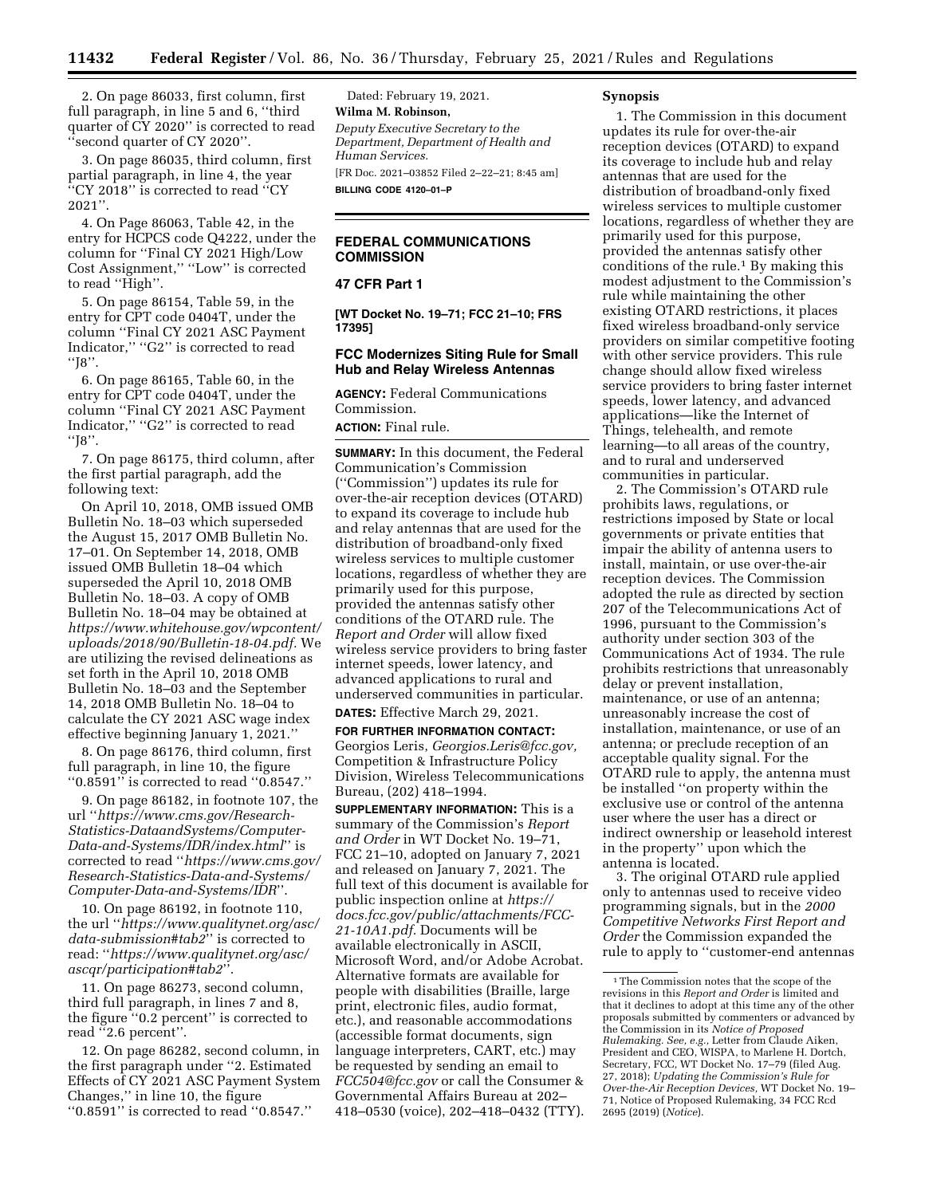2. On page 86033, first column, first full paragraph, in line 5 and 6, ''third quarter of CY 2020'' is corrected to read ''second quarter of CY 2020''.

3. On page 86035, third column, first partial paragraph, in line 4, the year ''CY 2018'' is corrected to read ''CY 2021''.

4. On Page 86063, Table 42, in the entry for HCPCS code Q4222, under the column for ''Final CY 2021 High/Low Cost Assignment,'' ''Low'' is corrected to read ''High''.

5. On page 86154, Table 59, in the entry for CPT code 0404T, under the column ''Final CY 2021 ASC Payment Indicator,'' ''G2'' is corrected to read ''J8''.

6. On page 86165, Table 60, in the entry for CPT code 0404T, under the column ''Final CY 2021 ASC Payment Indicator,'' ''G2'' is corrected to read ''J8''.

7. On page 86175, third column, after the first partial paragraph, add the following text:

On April 10, 2018, OMB issued OMB Bulletin No. 18–03 which superseded the August 15, 2017 OMB Bulletin No. 17–01. On September 14, 2018, OMB issued OMB Bulletin 18–04 which superseded the April 10, 2018 OMB Bulletin No. 18–03. A copy of OMB Bulletin No. 18–04 may be obtained at *https://www.whitehouse.gov/wpcontent/uploads/2018/90/Bulletin-18-04.pdf.* We are utilizing the revised delineations as set forth in the April 10, 2018 OMB Bulletin No. 18–03 and the September 14, 2018 OMB Bulletin No. 18–04 to calculate the CY 2021 ASC wage index effective beginning January 1, 2021.''

8. On page 86176, third column, first full paragraph, in line 10, the figure ''0.8591'' is corrected to read ''0.8547.''

9. On page 86182, in footnote 107, the url ''*https://www.cms.gov/Research-Statistics-DataandSystems/Computer-Data-and-Systems/IDR/index.html*'' is corrected to read ''*https://www.cms.gov/Research-Statistics-Data-and-Systems/Computer-Data-and-Systems/IDR*''.

10. On page 86192, in footnote 110, the url ''*https://www.qualitynet.org/asc/data-submission#tab2*'' is corrected to read: ''*https://www.qualitynet.org/asc/ascqr/participation#tab2*''.

11. On page 86273, second column, third full paragraph, in lines 7 and 8, the figure ''0.2 percent'' is corrected to read ''2.6 percent''.

12. On page 86282, second column, in the first paragraph under ''2. Estimated Effects of CY 2021 ASC Payment System Changes,'' in line 10, the figure ''0.8591'' is corrected to read ''0.8547.''

Dated: February 19, 2021.

**Wilma M. Robinson,**

*Deputy Executive Secretary to the Department, Department of Health and Human Services.*

[FR Doc. 2021–03852 Filed 2–22–21; 8:45 am]

**BILLING CODE 4120–01–P**

## FEDERAL COMMUNICATIONS COMMISSION

### 47 CFR Part 1

**[WT Docket No. 19–71; FCC 21–10; FRS 17395]**

### FCC Modernizes Siting Rule for Small Hub and Relay Wireless Antennas

**AGENCY:** Federal Communications Commission.

**ACTION:** Final rule.

**SUMMARY:** In this document, the Federal Communication's Commission (''Commission'') updates its rule for over-the-air reception devices (OTARD) to expand its coverage to include hub and relay antennas that are used for the distribution of broadband-only fixed wireless services to multiple customer locations, regardless of whether they are primarily used for this purpose, provided the antennas satisfy other conditions of the OTARD rule. The *Report and Order* will allow fixed wireless service providers to bring faster internet speeds, lower latency, and advanced applications to rural and underserved communities in particular.

**DATES:** Effective March 29, 2021.

**FOR FURTHER INFORMATION CONTACT:** Georgios Leris, *Georgios.Leris@fcc.gov,* Competition & Infrastructure Policy Division, Wireless Telecommunications Bureau, (202) 418–1994.

**SUPPLEMENTARY INFORMATION:** This is a summary of the Commission's *Report and Order* in WT Docket No. 19–71, FCC 21–10, adopted on January 7, 2021 and released on January 7, 2021. The full text of this document is available for public inspection online at *https://docs.fcc.gov/public/attachments/FCC-21-10A1.pdf.* Documents will be available electronically in ASCII, Microsoft Word, and/or Adobe Acrobat. Alternative formats are available for people with disabilities (Braille, large print, electronic files, audio format, etc.), and reasonable accommodations (accessible format documents, sign language interpreters, CART, etc.) may be requested by sending an email to *FCC504@fcc.gov* or call the Consumer & Governmental Affairs Bureau at 202–418–0530 (voice), 202–418–0432 (TTY).

### Synopsis

1. The Commission in this document updates its rule for over-the-air reception devices (OTARD) to expand its coverage to include hub and relay antennas that are used for the distribution of broadband-only fixed wireless services to multiple customer locations, regardless of whether they are primarily used for this purpose, provided the antennas satisfy other conditions of the rule.[1] By making this modest adjustment to the Commission's rule while maintaining the other existing OTARD restrictions, it places fixed wireless broadband-only service providers on similar competitive footing with other service providers. This rule change should allow fixed wireless service providers to bring faster internet speeds, lower latency, and advanced applications—like the Internet of Things, telehealth, and remote learning—to all areas of the country, and to rural and underserved communities in particular.

2. The Commission's OTARD rule prohibits laws, regulations, or restrictions imposed by State or local governments or private entities that impair the ability of antenna users to install, maintain, or use over-the-air reception devices. The Commission adopted the rule as directed by section 207 of the Telecommunications Act of 1996, pursuant to the Commission's authority under section 303 of the Communications Act of 1934. The rule prohibits restrictions that unreasonably delay or prevent installation, maintenance, or use of an antenna; unreasonably increase the cost of installation, maintenance, or use of an antenna; or preclude reception of an acceptable quality signal. For the OTARD rule to apply, the antenna must be installed ''on property within the exclusive use or control of the antenna user where the user has a direct or indirect ownership or leasehold interest in the property'' upon which the antenna is located.

3. The original OTARD rule applied only to antennas used to receive video programming signals, but in the *2000 Competitive Networks First Report and Order* the Commission expanded the rule to apply to ''customer-end antennas

[1] The Commission notes that the scope of the revisions in this *Report and Order* is limited and that it declines to adopt at this time any of the other proposals submitted by commenters or advanced by the Commission in its *Notice of Proposed Rulemaking. See, e.g.,* Letter from Claude Aiken, President and CEO, WISPA, to Marlene H. Dortch, Secretary, FCC, WT Docket No. 17–79 (filed Aug. 27, 2018); *Updating the Commission's Rule for Over-the-Air Reception Devices,* WT Docket No. 19–71, Notice of Proposed Rulemaking, 34 FCC Rcd 2695 (2019) (*Notice*).